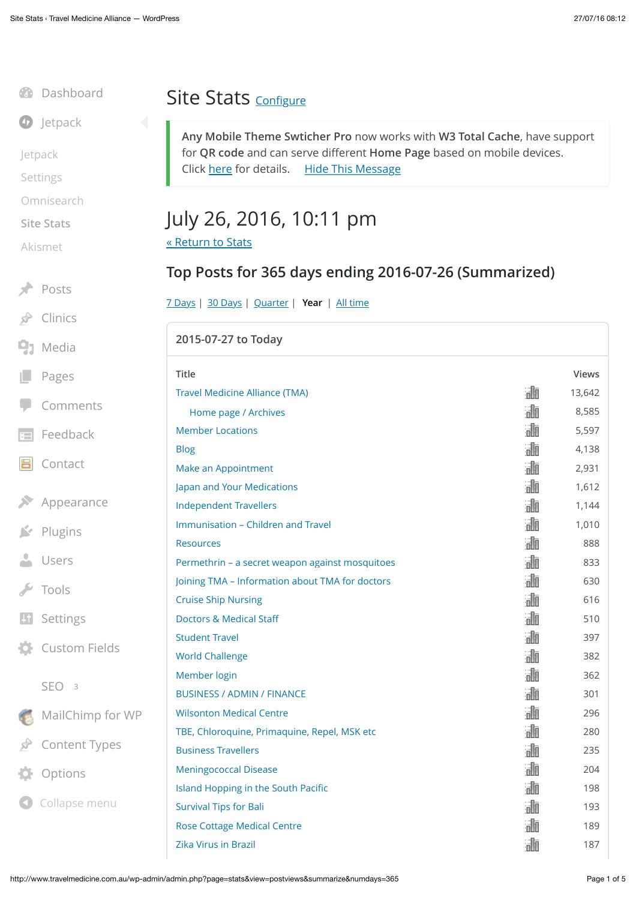Dashboard
Jetpack

Jetpack
Settings
Omnisearch
Site Stats
Akismet

Posts
Clinics
Media
Pages
Comments
Feedback
Contact

Appearance
Plugins
Users
Tools
Settings
Custom Fields

SEO 3
MailChimp for WP
Content Types
Options
Collapse menu

# Site Stats Configure

**Any Mobile Theme Swtcher Pro** now works with **W3 Total Cache**, have support for **QR code** and can serve different **Home Page** based on mobile devices. Click here for details. Hide This Message

# July 26, 2016, 10:11 pm

« Return to Stats

## Top Posts for 365 days ending 2016-07-26 (Summarized)

7 Days | 30 Days | Quarter | **Year** | All time

### 2015-07-27 to Today

| Title | Views |
|---|---|
| Travel Medicine Alliance (TMA) | 13,642 |
| Home page / Archives | 8,585 |
| Member Locations | 5,597 |
| Blog | 4,138 |
| Make an Appointment | 2,931 |
| Japan and Your Medications | 1,612 |
| Independent Travellers | 1,144 |
| Immunisation – Children and Travel | 1,010 |
| Resources | 888 |
| Permethrin – a secret weapon against mosquitoes | 833 |
| Joining TMA – Information about TMA for doctors | 630 |
| Cruise Ship Nursing | 616 |
| Doctors & Medical Staff | 510 |
| Student Travel | 397 |
| World Challenge | 382 |
| Member login | 362 |
| BUSINESS / ADMIN / FINANCE | 301 |
| Wilsonton Medical Centre | 296 |
| TBE, Chloroquine, Primaquine, Repel, MSK etc | 280 |
| Business Travellers | 235 |
| Meningococcal Disease | 204 |
| Island Hopping in the South Pacific | 198 |
| Survival Tips for Bali | 193 |
| Rose Cottage Medical Centre | 189 |
| Zika Virus in Brazil | 187 |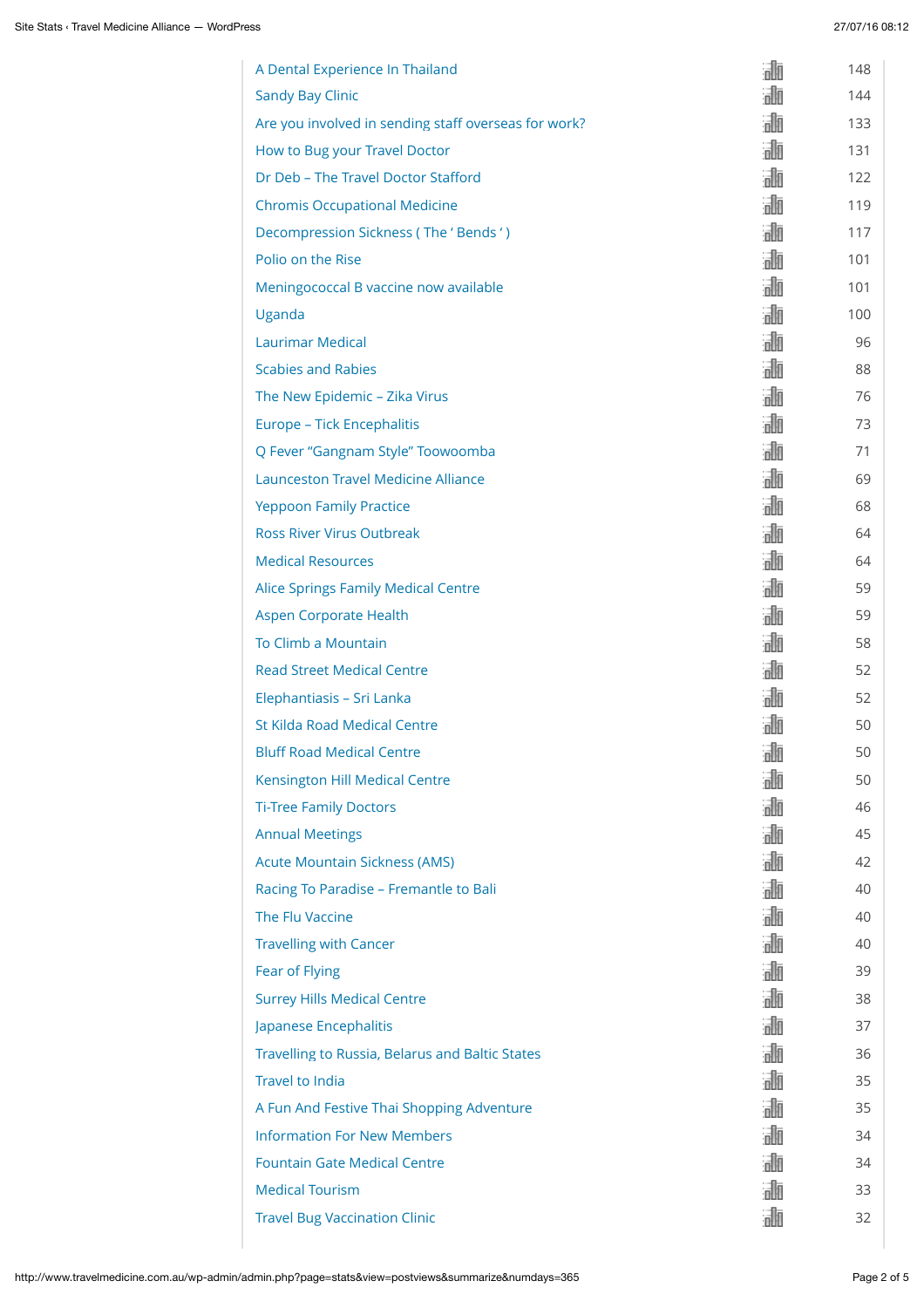| | |
|---|---|
| A Dental Experience In Thailand | 148 |
| Sandy Bay Clinic | 144 |
| Are you involved in sending staff overseas for work? | 133 |
| How to Bug your Travel Doctor | 131 |
| Dr Deb – The Travel Doctor Stafford | 122 |
| Chromis Occupational Medicine | 119 |
| Decompression Sickness ( The ' Bends ' ) | 117 |
| Polio on the Rise | 101 |
| Meningococcal B vaccine now available | 101 |
| Uganda | 100 |
| Laurimar Medical | 96 |
| Scabies and Rabies | 88 |
| The New Epidemic – Zika Virus | 76 |
| Europe – Tick Encephalitis | 73 |
| Q Fever "Gangnam Style" Toowoomba | 71 |
| Launceston Travel Medicine Alliance | 69 |
| Yeppoon Family Practice | 68 |
| Ross River Virus Outbreak | 64 |
| Medical Resources | 64 |
| Alice Springs Family Medical Centre | 59 |
| Aspen Corporate Health | 59 |
| To Climb a Mountain | 58 |
| Read Street Medical Centre | 52 |
| Elephantiasis – Sri Lanka | 52 |
| St Kilda Road Medical Centre | 50 |
| Bluff Road Medical Centre | 50 |
| Kensington Hill Medical Centre | 50 |
| Ti-Tree Family Doctors | 46 |
| Annual Meetings | 45 |
| Acute Mountain Sickness (AMS) | 42 |
| Racing To Paradise – Fremantle to Bali | 40 |
| The Flu Vaccine | 40 |
| Travelling with Cancer | 40 |
| Fear of Flying | 39 |
| Surrey Hills Medical Centre | 38 |
| Japanese Encephalitis | 37 |
| Travelling to Russia, Belarus and Baltic States | 36 |
| Travel to India | 35 |
| A Fun And Festive Thai Shopping Adventure | 35 |
| Information For New Members | 34 |
| Fountain Gate Medical Centre | 34 |
| Medical Tourism | 33 |
| Travel Bug Vaccination Clinic | 32 |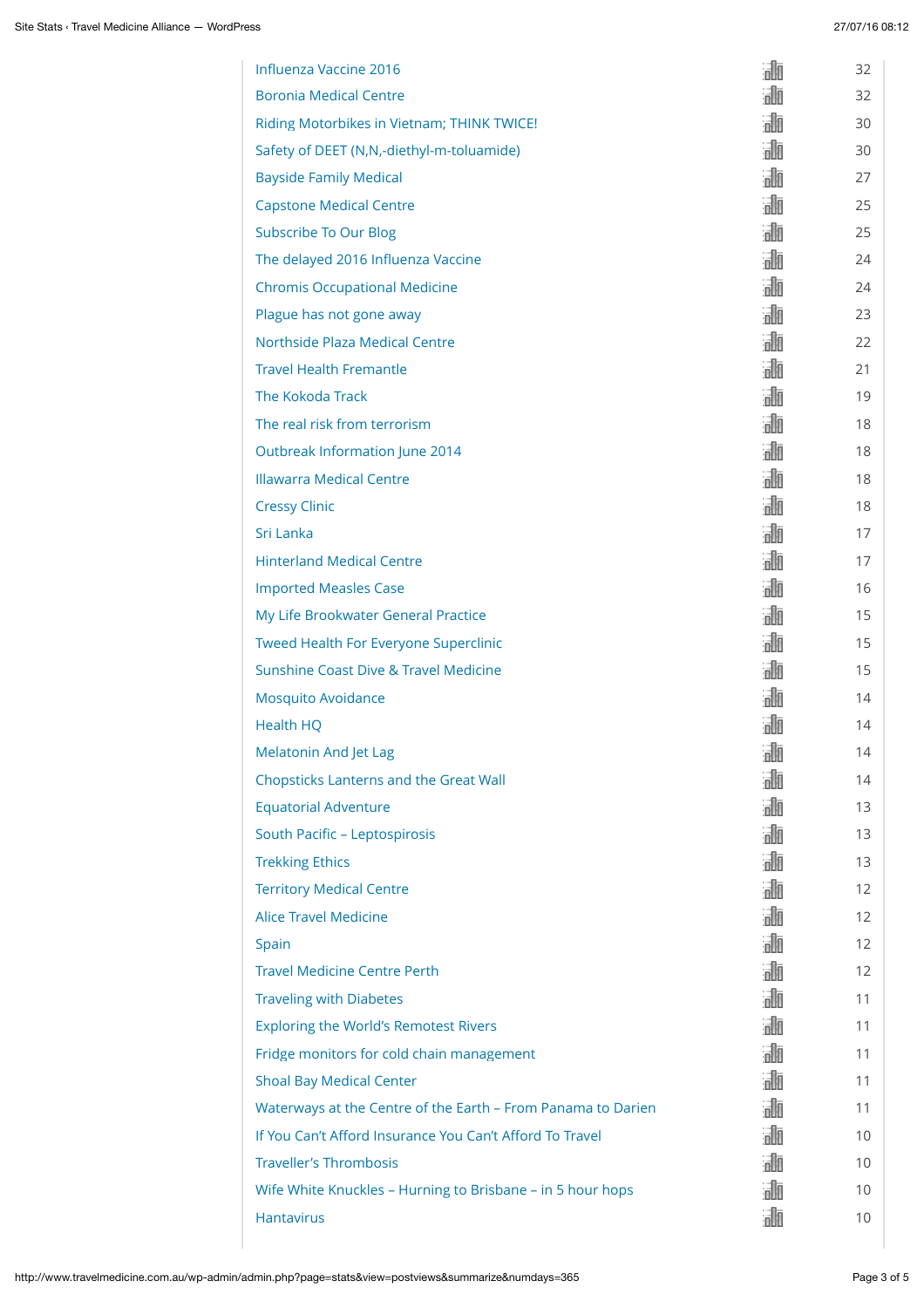| | | |
|---|---|---|
| Influenza Vaccine 2016 | | 32 |
| Boronia Medical Centre | | 32 |
| Riding Motorbikes in Vietnam; THINK TWICE! | | 30 |
| Safety of DEET (N,N,-diethyl-m-toluamide) | | 30 |
| Bayside Family Medical | | 27 |
| Capstone Medical Centre | | 25 |
| Subscribe To Our Blog | | 25 |
| The delayed 2016 Influenza Vaccine | | 24 |
| Chromis Occupational Medicine | | 24 |
| Plague has not gone away | | 23 |
| Northside Plaza Medical Centre | | 22 |
| Travel Health Fremantle | | 21 |
| The Kokoda Track | | 19 |
| The real risk from terrorism | | 18 |
| Outbreak Information June 2014 | | 18 |
| Illawarra Medical Centre | | 18 |
| Cressy Clinic | | 18 |
| Sri Lanka | | 17 |
| Hinterland Medical Centre | | 17 |
| Imported Measles Case | | 16 |
| My Life Brookwater General Practice | | 15 |
| Tweed Health For Everyone Superclinic | | 15 |
| Sunshine Coast Dive & Travel Medicine | | 15 |
| Mosquito Avoidance | | 14 |
| Health HQ | | 14 |
| Melatonin And Jet Lag | | 14 |
| Chopsticks Lanterns and the Great Wall | | 14 |
| Equatorial Adventure | | 13 |
| South Pacific – Leptospirosis | | 13 |
| Trekking Ethics | | 13 |
| Territory Medical Centre | | 12 |
| Alice Travel Medicine | | 12 |
| Spain | | 12 |
| Travel Medicine Centre Perth | | 12 |
| Traveling with Diabetes | | 11 |
| Exploring the World's Remotest Rivers | | 11 |
| Fridge monitors for cold chain management | | 11 |
| Shoal Bay Medical Center | | 11 |
| Waterways at the Centre of the Earth – From Panama to Darien | | 11 |
| If You Can't Afford Insurance You Can't Afford To Travel | | 10 |
| Traveller's Thrombosis | | 10 |
| Wife White Knuckles – Hurning to Brisbane – in 5 hour hops | | 10 |
| Hantavirus | | 10 |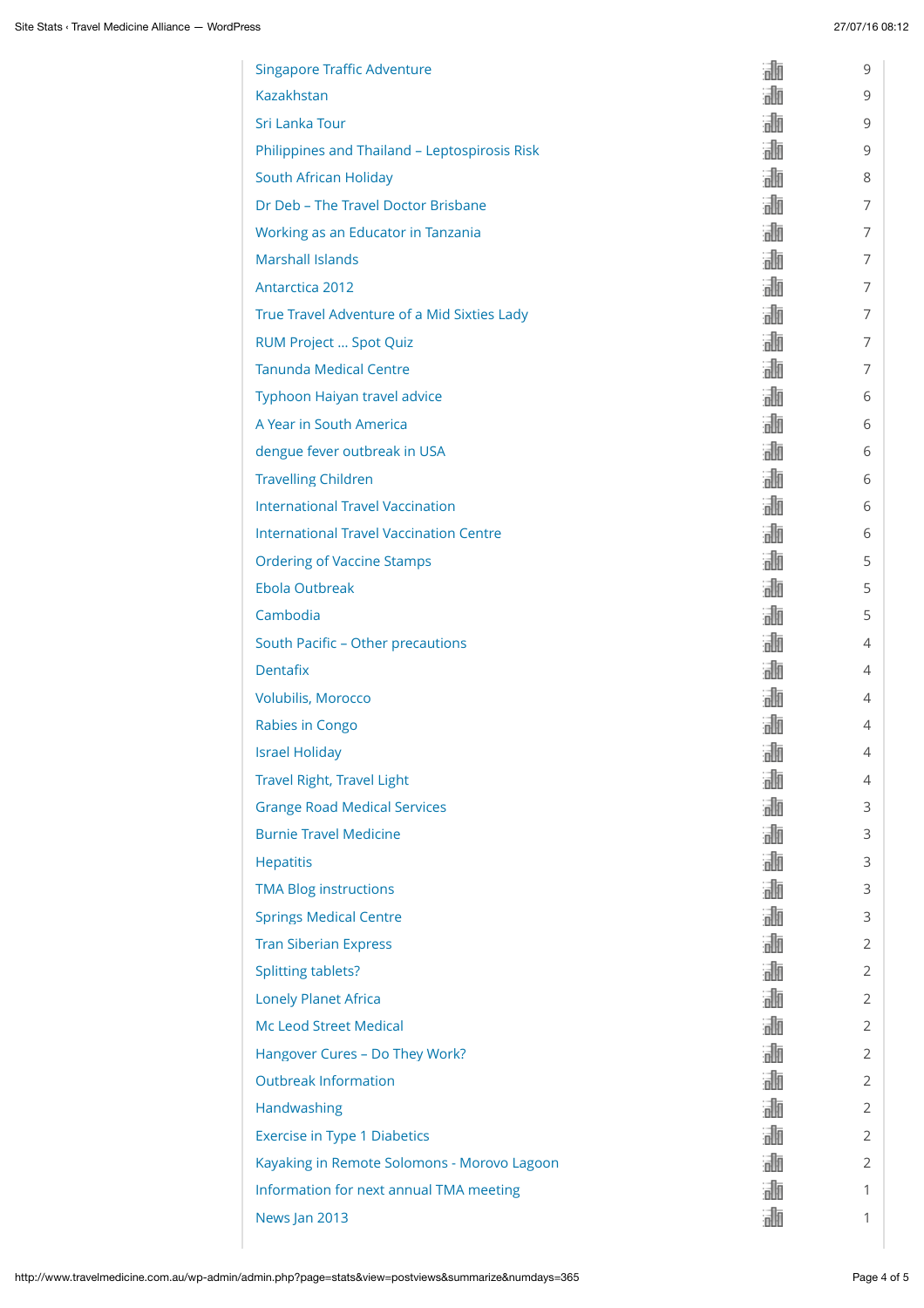| | |
|---|---|
| Singapore Traffic Adventure | 9 |
| Kazakhstan | 9 |
| Sri Lanka Tour | 9 |
| Philippines and Thailand – Leptospirosis Risk | 9 |
| South African Holiday | 8 |
| Dr Deb – The Travel Doctor Brisbane | 7 |
| Working as an Educator in Tanzania | 7 |
| Marshall Islands | 7 |
| Antarctica 2012 | 7 |
| True Travel Adventure of a Mid Sixties Lady | 7 |
| RUM Project … Spot Quiz | 7 |
| Tanunda Medical Centre | 7 |
| Typhoon Haiyan travel advice | 6 |
| A Year in South America | 6 |
| dengue fever outbreak in USA | 6 |
| Travelling Children | 6 |
| International Travel Vaccination | 6 |
| International Travel Vaccination Centre | 6 |
| Ordering of Vaccine Stamps | 5 |
| Ebola Outbreak | 5 |
| Cambodia | 5 |
| South Pacific – Other precautions | 4 |
| Dentafix | 4 |
| Volubilis, Morocco | 4 |
| Rabies in Congo | 4 |
| Israel Holiday | 4 |
| Travel Right, Travel Light | 4 |
| Grange Road Medical Services | 3 |
| Burnie Travel Medicine | 3 |
| Hepatitis | 3 |
| TMA Blog instructions | 3 |
| Springs Medical Centre | 3 |
| Tran Siberian Express | 2 |
| Splitting tablets? | 2 |
| Lonely Planet Africa | 2 |
| Mc Leod Street Medical | 2 |
| Hangover Cures – Do They Work? | 2 |
| Outbreak Information | 2 |
| Handwashing | 2 |
| Exercise in Type 1 Diabetics | 2 |
| Kayaking in Remote Solomons - Morovo Lagoon | 2 |
| Information for next annual TMA meeting | 1 |
| News Jan 2013 | 1 |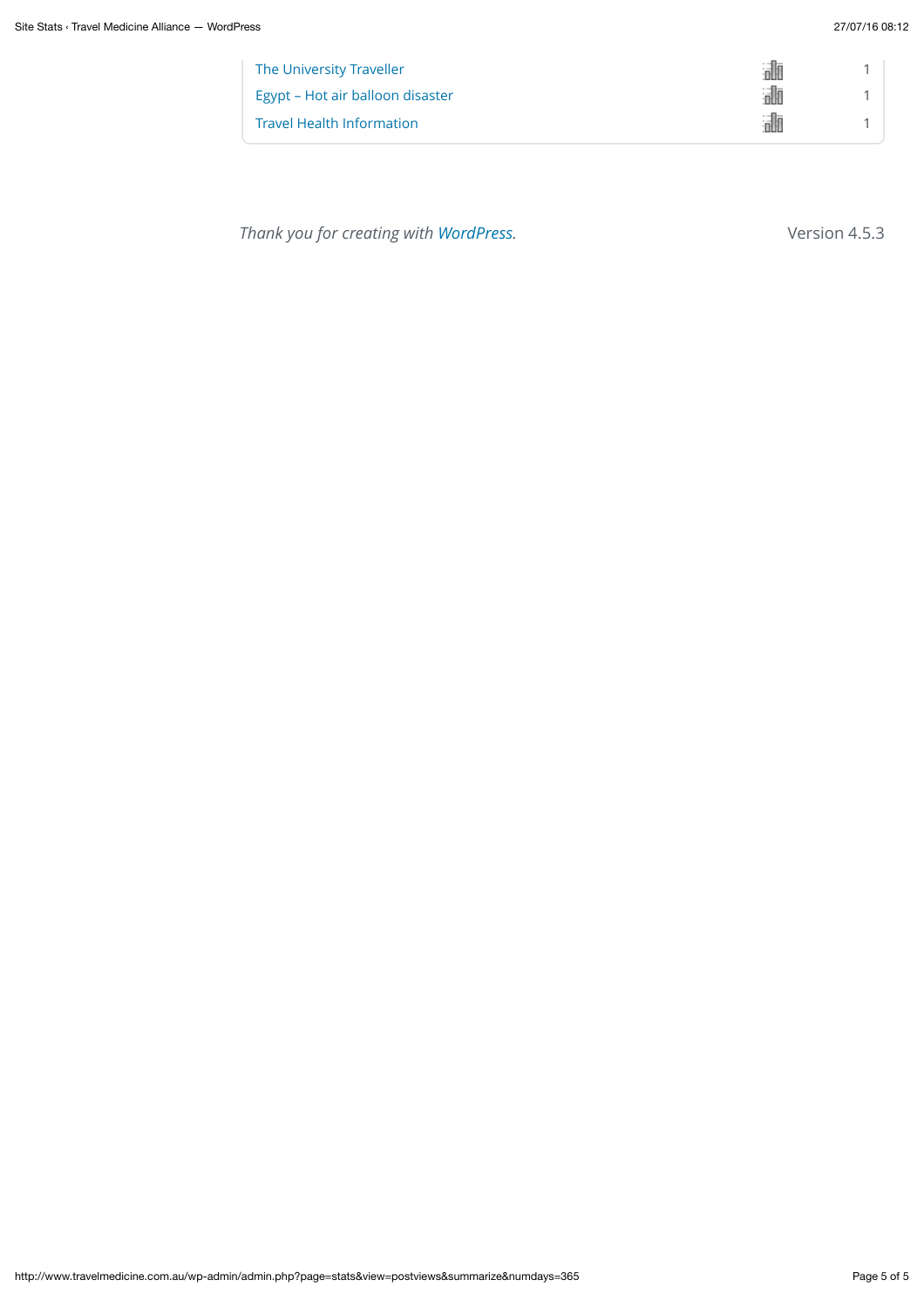| | |
|---|---|
| The University Traveller | 1 |
| Egypt – Hot air balloon disaster | 1 |
| Travel Health Information | 1 |

*Thank you for creating with WordPress.*

Version 4.5.3